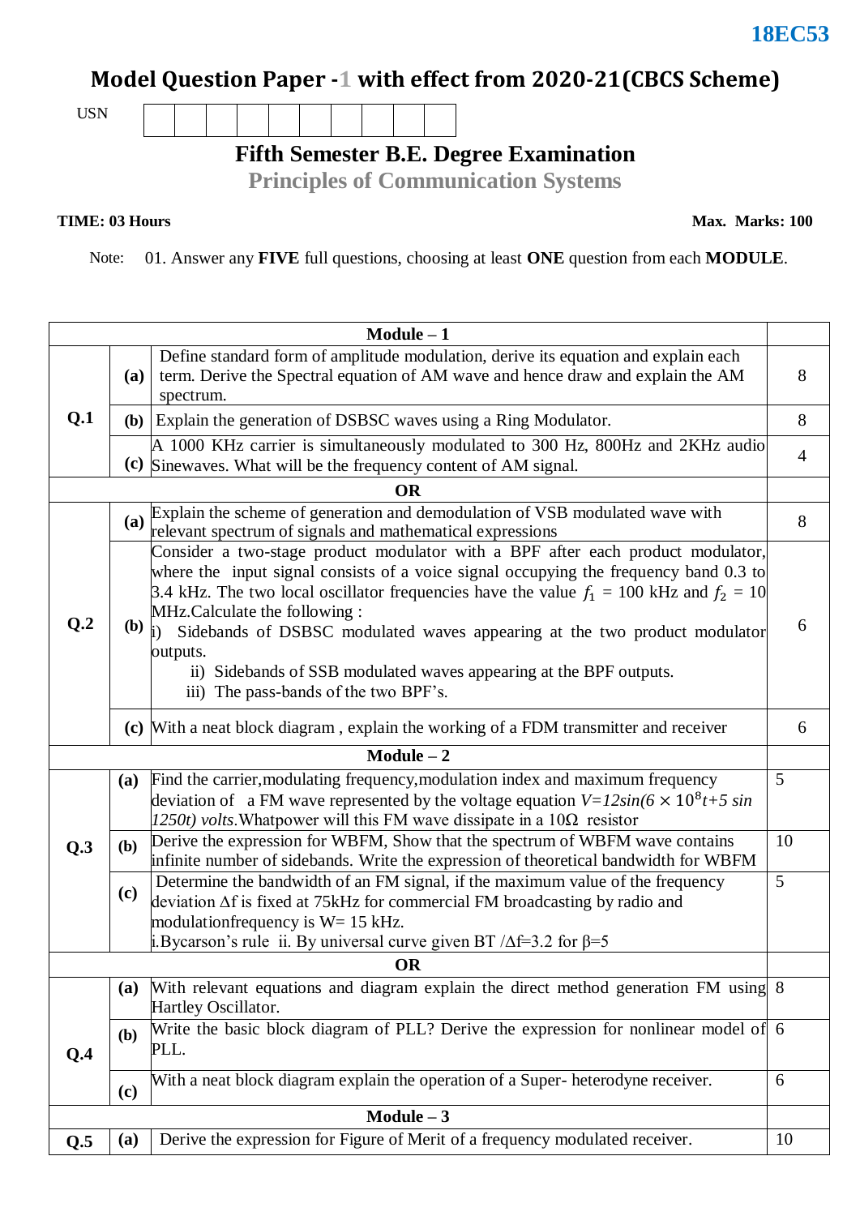18EC53

# Model Question Paper -1 with effect from 2020-21(CBCS Scheme)

USN | | | | | | | | | | |

## Fifth Semester B.E. Degree Examination

## Principles of Communication Systems

**TIME: 03 Hours** **Max. Marks: 100**

Note: 01. Answer any **FIVE** full questions, choosing at least **ONE** question from each **MODULE**.

| | | | |
|---|---|---|---|
| **Module – 1** | | | |
| **Q.1** | **(a)** | Define standard form of amplitude modulation, derive its equation and explain each term. Derive the Spectral equation of AM wave and hence draw and explain the AM spectrum. | 8 |
| | **(b)** | Explain the generation of DSBSC waves using a Ring Modulator. | 8 |
| | **(c)** | A 1000 KHz carrier is simultaneously modulated to 300 Hz, 800Hz and 2KHz audio Sinewaves. What will be the frequency content of AM signal. | 4 |
| **OR** | | | |
| **Q.2** | **(a)** | Explain the scheme of generation and demodulation of VSB modulated wave with relevant spectrum of signals and mathematical expressions | 8 |
| | **(b)** | Consider a two-stage product modulator with a BPF after each product modulator, where the input signal consists of a voice signal occupying the frequency band 0.3 to 3.4 kHz. The two local oscillator frequencies have the value $f_1$ = 100 kHz and $f_2$ = 10 MHz.Calculate the following :<br>i) Sidebands of DSBSC modulated waves appearing at the two product modulator outputs.<br>ii) Sidebands of SSB modulated waves appearing at the BPF outputs.<br>iii) The pass-bands of the two BPF's. | 6 |
| | **(c)** | With a neat block diagram , explain the working of a FDM transmitter and receiver | 6 |
| **Module – 2** | | | |
| **Q.3** | **(a)** | Find the carrier,modulating frequency,modulation index and maximum frequency deviation of a FM wave represented by the voltage equation $V=12\sin(6 \times 10^8 t+5 \sin 1250t)$ *volts*.Whatpower will this FM wave dissipate in a 10Ω resistor | 5 |
| | **(b)** | Derive the expression for WBFM, Show that the spectrum of WBFM wave contains infinite number of sidebands. Write the expression of theoretical bandwidth for WBFM | 10 |
| | **(c)** | Determine the bandwidth of an FM signal, if the maximum value of the frequency deviation Δf is fixed at 75kHz for commercial FM broadcasting by radio and modulationfrequency is W= 15 kHz.<br>i.Bycarson's rule ii. By universal curve given BT /Δf=3.2 for β=5 | 5 |
| **OR** | | | |
| **Q.4** | **(a)** | With relevant equations and diagram explain the direct method generation FM using Hartley Oscillator. | 8 |
| | **(b)** | Write the basic block diagram of PLL? Derive the expression for nonlinear model of PLL. | 6 |
| | **(c)** | With a neat block diagram explain the operation of a Super- heterodyne receiver. | 6 |
| **Module – 3** | | | |
| **Q.5** | **(a)** | Derive the expression for Figure of Merit of a frequency modulated receiver. | 10 |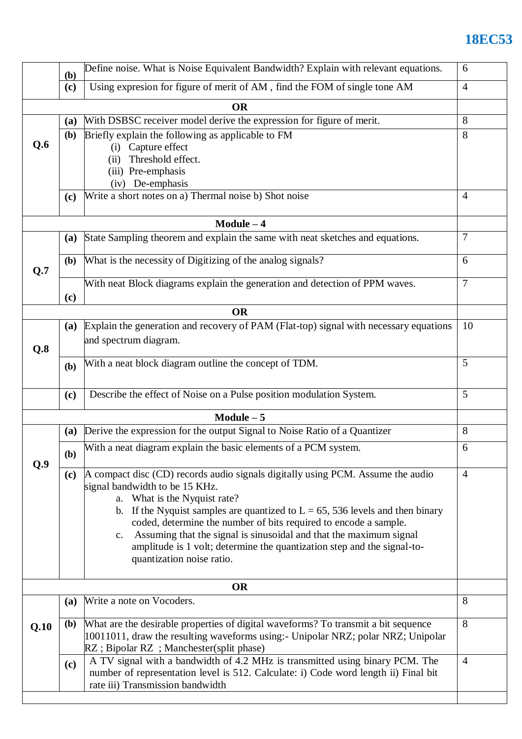| | | | |
|---|---|---|---|
| | (b) | Define noise. What is Noise Equivalent Bandwidth? Explain with relevant equations. | 6 |
| | (c) | Using expresion for figure of merit of AM , find the FOM of single tone AM | 4 |
| | | **OR** | |
| **Q.6** | (a) | With DSBSC receiver model derive the expression for figure of merit. | 8 |
| | (b) | Briefly explain the following as applicable to FM<br>(i) Capture effect<br>(ii) Threshold effect.<br>(iii) Pre-emphasis<br>(iv) De-emphasis | 8 |
| | (c) | Write a short notes on a) Thermal noise b) Shot noise | 4 |
| | | **Module – 4** | |
| **Q.7** | (a) | State Sampling theorem and explain the same with neat sketches and equations. | 7 |
| | (b) | What is the necessity of Digitizing of the analog signals? | 6 |
| | (c) | With neat Block diagrams explain the generation and detection of PPM waves. | 7 |
| | | **OR** | |
| **Q.8** | (a) | Explain the generation and recovery of PAM (Flat-top) signal with necessary equations and spectrum diagram. | 10 |
| | (b) | With a neat block diagram outline the concept of TDM. | 5 |
| | (c) | Describe the effect of Noise on a Pulse position modulation System. | 5 |
| | | **Module – 5** | |
| **Q.9** | (a) | Derive the expression for the output Signal to Noise Ratio of a Quantizer | 8 |
| | (b) | With a neat diagram explain the basic elements of a PCM system. | 6 |
| | (c) | A compact disc (CD) records audio signals digitally using PCM. Assume the audio signal bandwidth to be 15 KHz.<br>a. What is the Nyquist rate?<br>b. If the Nyquist samples are quantized to L = 65, 536 levels and then binary coded, determine the number of bits required to encode a sample.<br>c. Assuming that the signal is sinusoidal and that the maximum signal amplitude is 1 volt; determine the quantization step and the signal-to-quantization noise ratio. | 4 |
| | | **OR** | |
| **Q.10** | (a) | Write a note on Vocoders. | 8 |
| | (b) | What are the desirable properties of digital waveforms? To transmit a bit sequence 10011011, draw the resulting waveforms using:- Unipolar NRZ; polar NRZ; Unipolar RZ ; Bipolar RZ ; Manchester(split phase) | 8 |
| | (c) | A TV signal with a bandwidth of 4.2 MHz is transmitted using binary PCM. The number of representation level is 512. Calculate: i) Code word length ii) Final bit rate iii) Transmission bandwidth | 4 |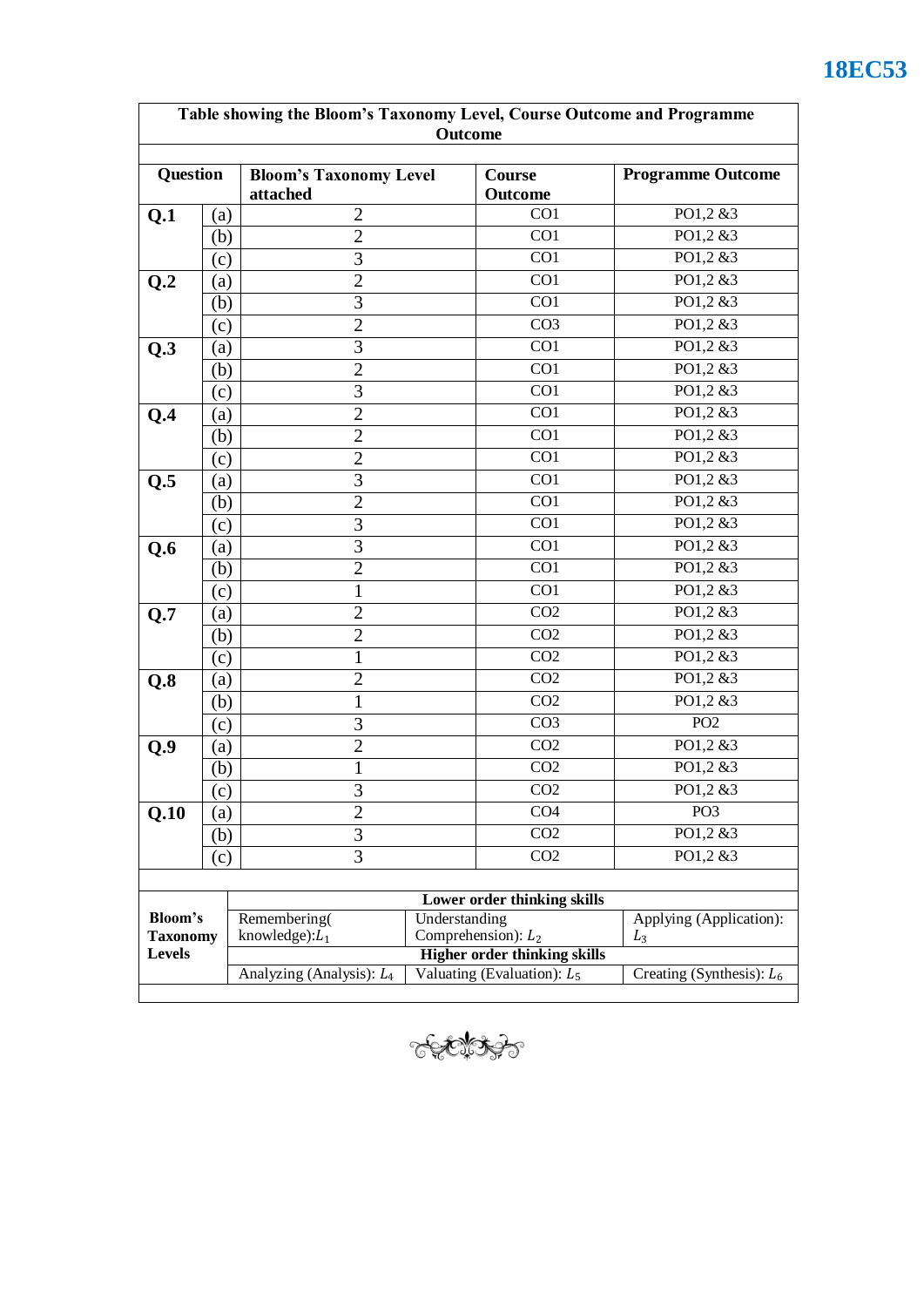**Table showing the Bloom's Taxonomy Level, Course Outcome and Programme Outcome**

| Question | | Bloom's Taxonomy Level attached | Course Outcome | Programme Outcome |
|---|---|---|---|---|
| **Q.1** | (a) | 2 | CO1 | PO1,2 &3 |
| | (b) | 2 | CO1 | PO1,2 &3 |
| | (c) | 3 | CO1 | PO1,2 &3 |
| **Q.2** | (a) | 2 | CO1 | PO1,2 &3 |
| | (b) | 3 | CO1 | PO1,2 &3 |
| | (c) | 2 | CO3 | PO1,2 &3 |
| **Q.3** | (a) | 3 | CO1 | PO1,2 &3 |
| | (b) | 2 | CO1 | PO1,2 &3 |
| | (c) | 3 | CO1 | PO1,2 &3 |
| **Q.4** | (a) | 2 | CO1 | PO1,2 &3 |
| | (b) | 2 | CO1 | PO1,2 &3 |
| | (c) | 2 | CO1 | PO1,2 &3 |
| **Q.5** | (a) | 3 | CO1 | PO1,2 &3 |
| | (b) | 2 | CO1 | PO1,2 &3 |
| | (c) | 3 | CO1 | PO1,2 &3 |
| **Q.6** | (a) | 3 | CO1 | PO1,2 &3 |
| | (b) | 2 | CO1 | PO1,2 &3 |
| | (c) | 1 | CO1 | PO1,2 &3 |
| **Q.7** | (a) | 2 | CO2 | PO1,2 &3 |
| | (b) | 2 | CO2 | PO1,2 &3 |
| | (c) | 1 | CO2 | PO1,2 &3 |
| **Q.8** | (a) | 2 | CO2 | PO1,2 &3 |
| | (b) | 1 | CO2 | PO1,2 &3 |
| | (c) | 3 | CO3 | PO2 |
| **Q.9** | (a) | 2 | CO2 | PO1,2 &3 |
| | (b) | 1 | CO2 | PO1,2 &3 |
| | (c) | 3 | CO2 | PO1,2 &3 |
| **Q.10** | (a) | 2 | CO4 | PO3 |
| | (b) | 3 | CO2 | PO1,2 &3 |
| | (c) | 3 | CO2 | PO1,2 &3 |

| | | | |
|---|---|---|---|
| **Bloom's Taxonomy Levels** | **Lower order thinking skills** | | |
| | Remembering( knowledge): $L_1$ | Understanding Comprehension): $L_2$ | Applying (Application): $L_3$ |
| | **Higher order thinking skills** | | |
| | Analyzing (Analysis): $L_4$ | Valuating (Evaluation): $L_5$ | Creating (Synthesis): $L_6$ |